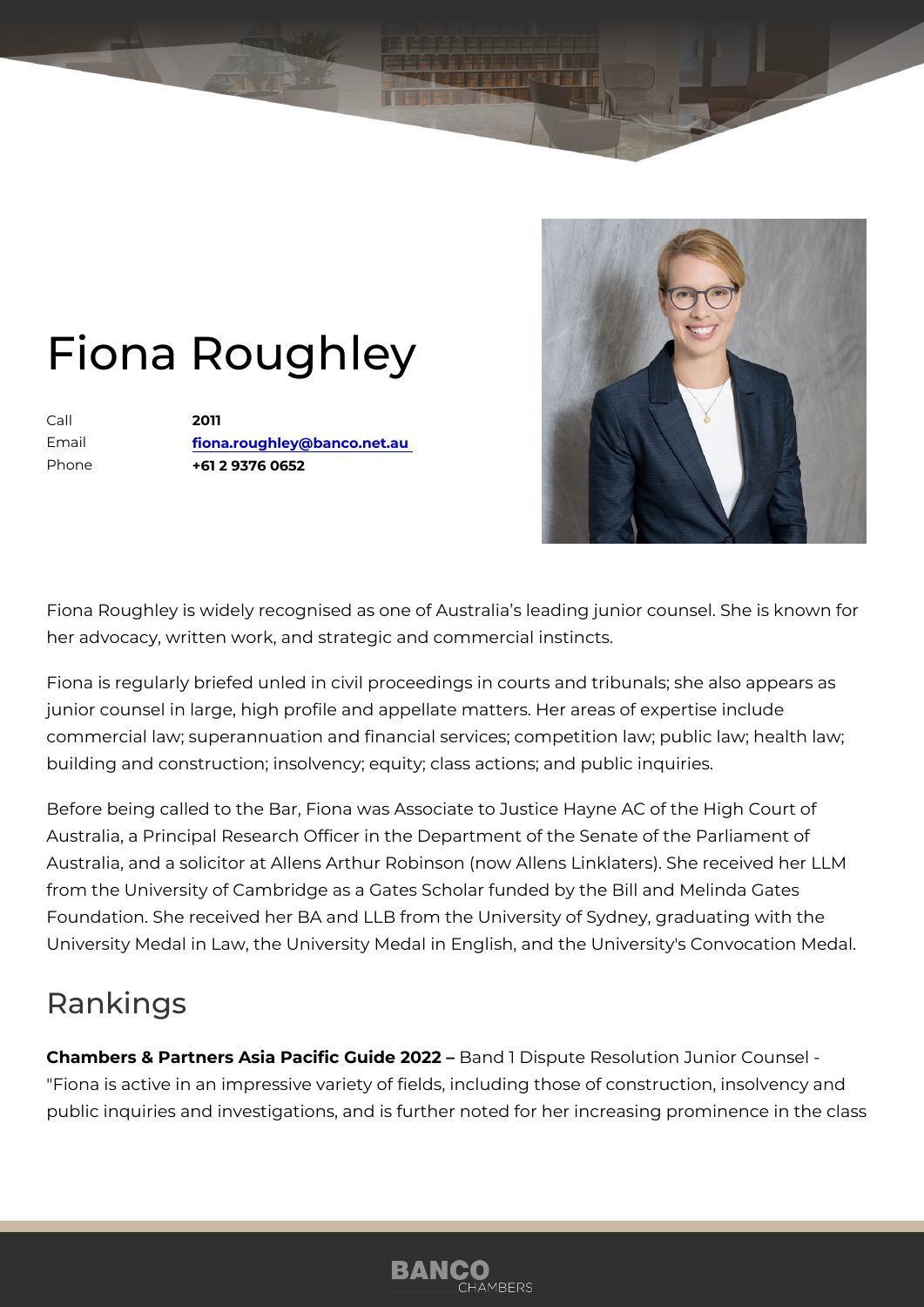# Fiona Roughley

Call **2011**
Email **fiona.roughley@banco.net.au**
Phone **+61 2 9376 0652**

Fiona Roughley is widely recognised as one of Australia's leading junior counsel. She is known for her advocacy, written work, and strategic and commercial instincts.

Fiona is regularly briefed unled in civil proceedings in courts and tribunals; she also appears as junior counsel in large, high profile and appellate matters. Her areas of expertise include commercial law; superannuation and financial services; competition law; public law; health law; building and construction; insolvency; equity; class actions; and public inquiries.

Before being called to the Bar, Fiona was Associate to Justice Hayne AC of the High Court of Australia, a Principal Research Officer in the Department of the Senate of the Parliament of Australia, and a solicitor at Allens Arthur Robinson (now Allens Linklaters). She received her LLM from the University of Cambridge as a Gates Scholar funded by the Bill and Melinda Gates Foundation. She received her BA and LLB from the University of Sydney, graduating with the University Medal in Law, the University Medal in English, and the University's Convocation Medal.

## Rankings

**Chambers & Partners Asia Pacific Guide 2022 –** Band 1 Dispute Resolution Junior Counsel - "Fiona is active in an impressive variety of fields, including those of construction, insolvency and public inquiries and investigations, and is further noted for her increasing prominence in the class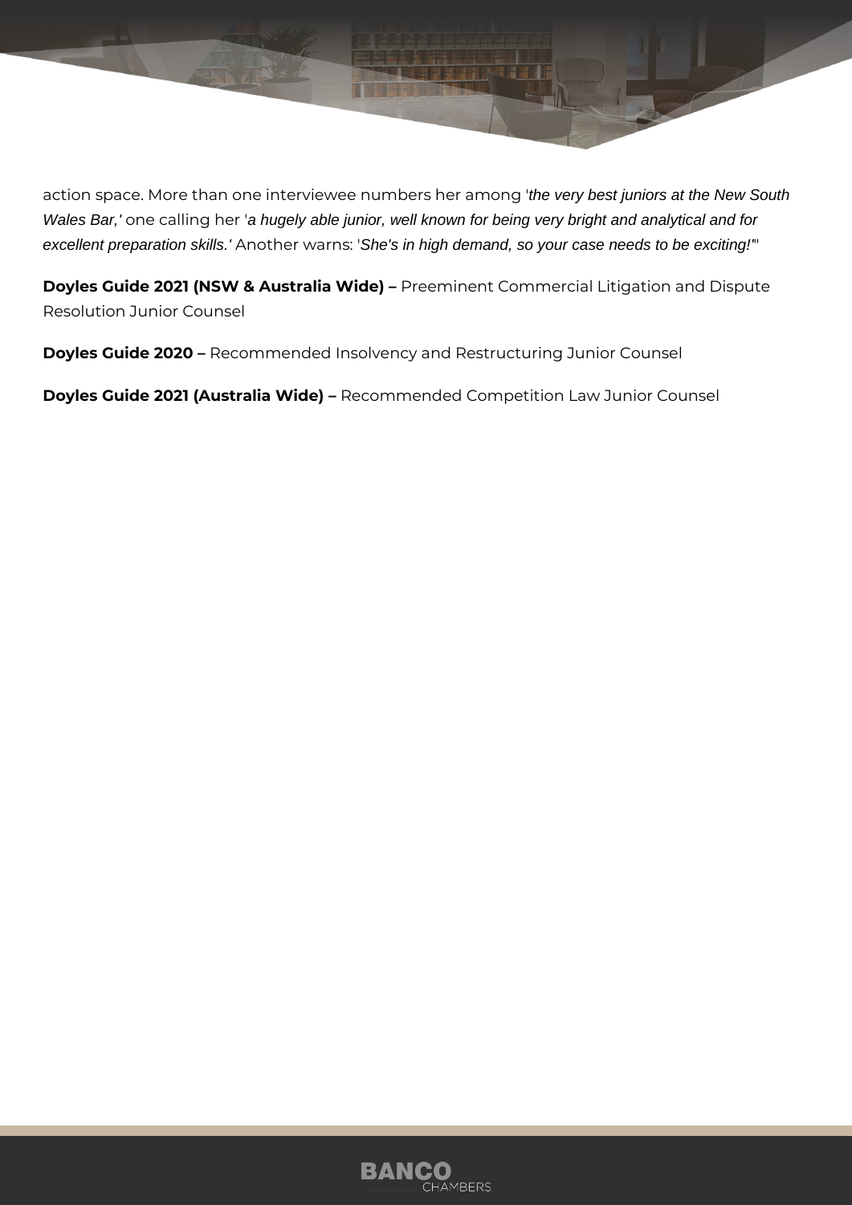action space. More than one interviewee numbers her among '*the very best juniors at the New South Wales Bar,'* one calling her '*a hugely able junior, well known for being very bright and analytical and for excellent preparation skills.'* Another warns: '*She's in high demand, so your case needs to be exciting!"*'

**Doyles Guide 2021 (NSW & Australia Wide) –** Preeminent Commercial Litigation and Dispute Resolution Junior Counsel

**Doyles Guide 2020 –** Recommended Insolvency and Restructuring Junior Counsel

**Doyles Guide 2021 (Australia Wide) –** Recommended Competition Law Junior Counsel